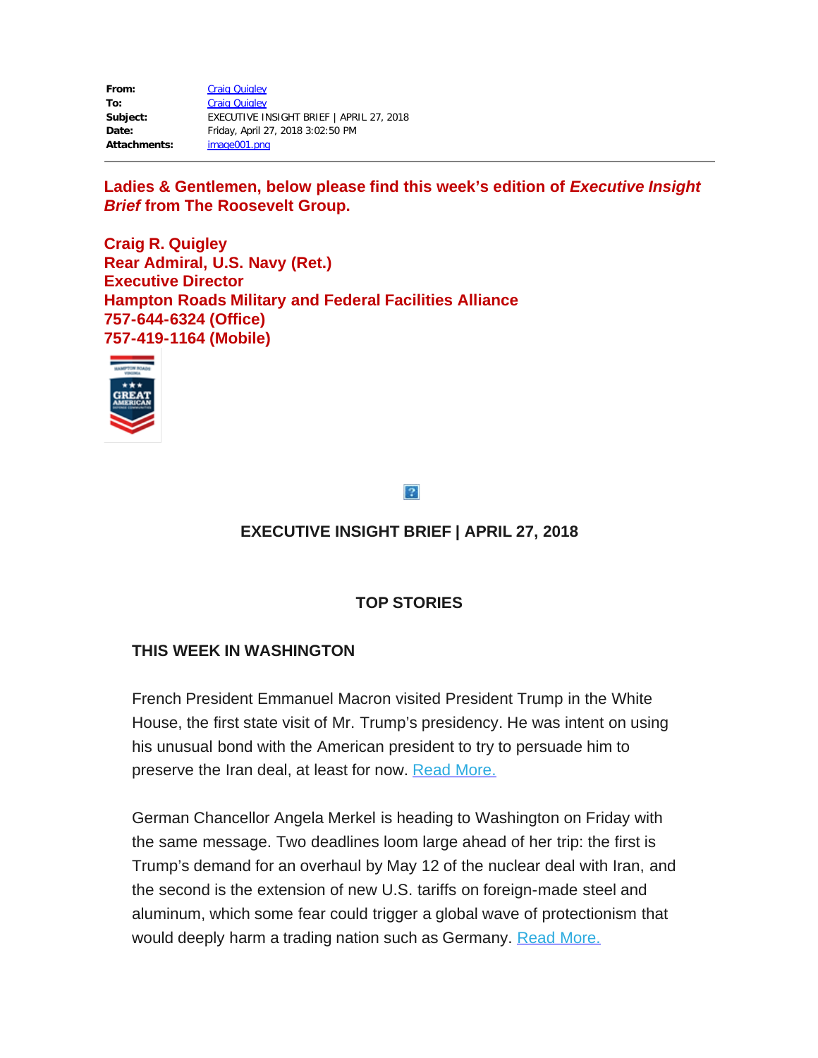| | |
|---|---|
| **From:** | Craig Quigley |
| **To:** | Craig Quigley |
| **Subject:** | EXECUTIVE INSIGHT BRIEF \| APRIL 27, 2018 |
| **Date:** | Friday, April 27, 2018 3:02:50 PM |
| **Attachments:** | image001.png |

---

**Ladies & Gentlemen, below please find this week's edition of *Executive Insight Brief* from The Roosevelt Group.**

**Craig R. Quigley**
**Rear Admiral, U.S. Navy (Ret.)**
**Executive Director**
**Hampton Roads Military and Federal Facilities Alliance**
**757-644-6324 (Office)**
**757-419-1164 (Mobile)**

## EXECUTIVE INSIGHT BRIEF | APRIL 27, 2018

## TOP STORIES

### THIS WEEK IN WASHINGTON

French President Emmanuel Macron visited President Trump in the White House, the first state visit of Mr. Trump's presidency. He was intent on using his unusual bond with the American president to try to persuade him to preserve the Iran deal, at least for now. Read More.

German Chancellor Angela Merkel is heading to Washington on Friday with the same message. Two deadlines loom large ahead of her trip: the first is Trump's demand for an overhaul by May 12 of the nuclear deal with Iran, and the second is the extension of new U.S. tariffs on foreign-made steel and aluminum, which some fear could trigger a global wave of protectionism that would deeply harm a trading nation such as Germany. Read More.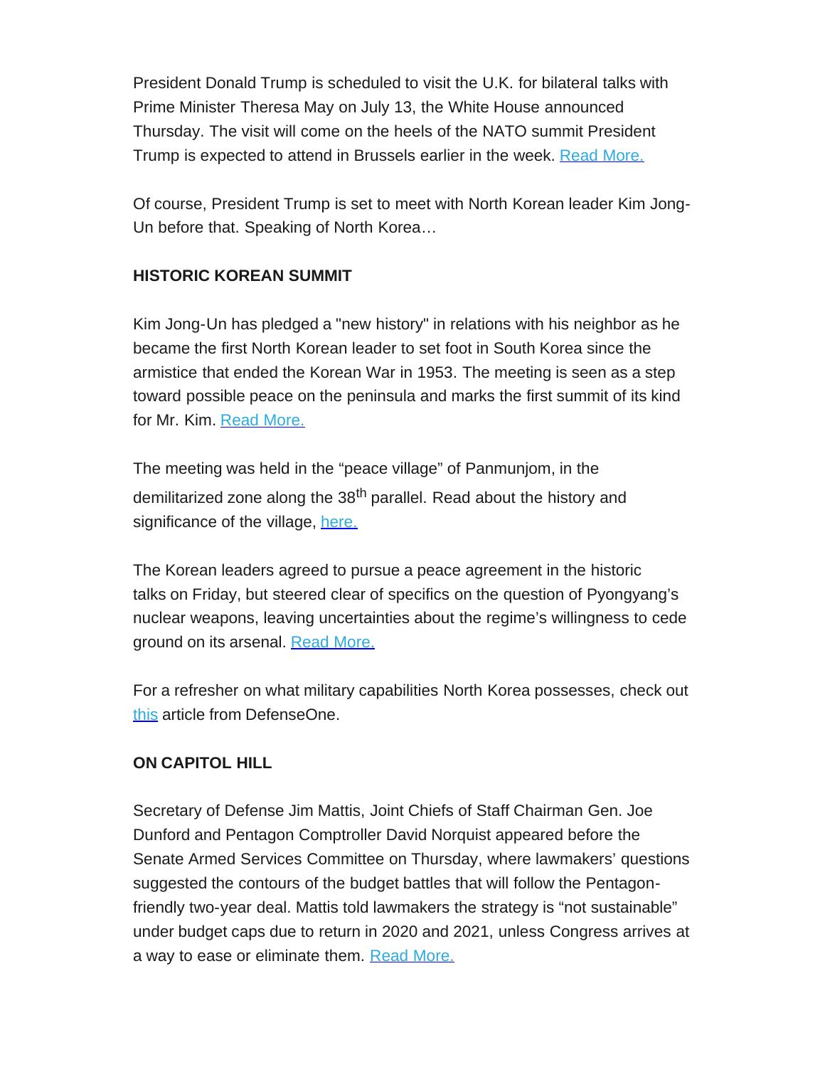President Donald Trump is scheduled to visit the U.K. for bilateral talks with Prime Minister Theresa May on July 13, the White House announced Thursday. The visit will come on the heels of the NATO summit President Trump is expected to attend in Brussels earlier in the week. [Read More.]

Of course, President Trump is set to meet with North Korean leader Kim Jong-Un before that. Speaking of North Korea…

**HISTORIC KOREAN SUMMIT**

Kim Jong-Un has pledged a "new history" in relations with his neighbor as he became the first North Korean leader to set foot in South Korea since the armistice that ended the Korean War in 1953. The meeting is seen as a step toward possible peace on the peninsula and marks the first summit of its kind for Mr. Kim. [Read More.]

The meeting was held in the "peace village" of Panmunjom, in the demilitarized zone along the 38th parallel. Read about the history and significance of the village, [here.]

The Korean leaders agreed to pursue a peace agreement in the historic talks on Friday, but steered clear of specifics on the question of Pyongyang's nuclear weapons, leaving uncertainties about the regime's willingness to cede ground on its arsenal. [Read More.]

For a refresher on what military capabilities North Korea possesses, check out [this] article from DefenseOne.

**ON CAPITOL HILL**

Secretary of Defense Jim Mattis, Joint Chiefs of Staff Chairman Gen. Joe Dunford and Pentagon Comptroller David Norquist appeared before the Senate Armed Services Committee on Thursday, where lawmakers' questions suggested the contours of the budget battles that will follow the Pentagon-friendly two-year deal. Mattis told lawmakers the strategy is "not sustainable" under budget caps due to return in 2020 and 2021, unless Congress arrives at a way to ease or eliminate them. [Read More.]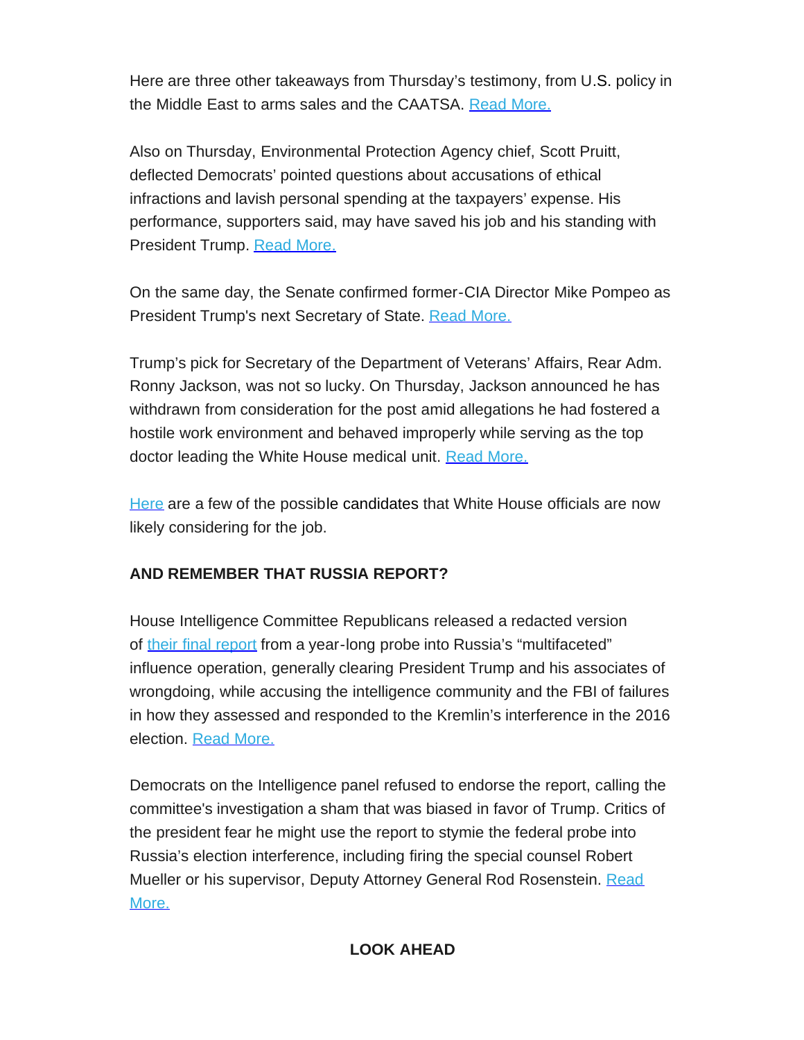Here are three other takeaways from Thursday's testimony, from U.S. policy in the Middle East to arms sales and the CAATSA. Read More.

Also on Thursday, Environmental Protection Agency chief, Scott Pruitt, deflected Democrats' pointed questions about accusations of ethical infractions and lavish personal spending at the taxpayers' expense. His performance, supporters said, may have saved his job and his standing with President Trump. Read More.

On the same day, the Senate confirmed former-CIA Director Mike Pompeo as President Trump's next Secretary of State. Read More.

Trump's pick for Secretary of the Department of Veterans' Affairs, Rear Adm. Ronny Jackson, was not so lucky. On Thursday, Jackson announced he has withdrawn from consideration for the post amid allegations he had fostered a hostile work environment and behaved improperly while serving as the top doctor leading the White House medical unit. Read More.

Here are a few of the possible candidates that White House officials are now likely considering for the job.

**AND REMEMBER THAT RUSSIA REPORT?**

House Intelligence Committee Republicans released a redacted version of their final report from a year-long probe into Russia's "multifaceted" influence operation, generally clearing President Trump and his associates of wrongdoing, while accusing the intelligence community and the FBI of failures in how they assessed and responded to the Kremlin's interference in the 2016 election. Read More.

Democrats on the Intelligence panel refused to endorse the report, calling the committee's investigation a sham that was biased in favor of Trump. Critics of the president fear he might use the report to stymie the federal probe into Russia's election interference, including firing the special counsel Robert Mueller or his supervisor, Deputy Attorney General Rod Rosenstein. Read More.

**LOOK AHEAD**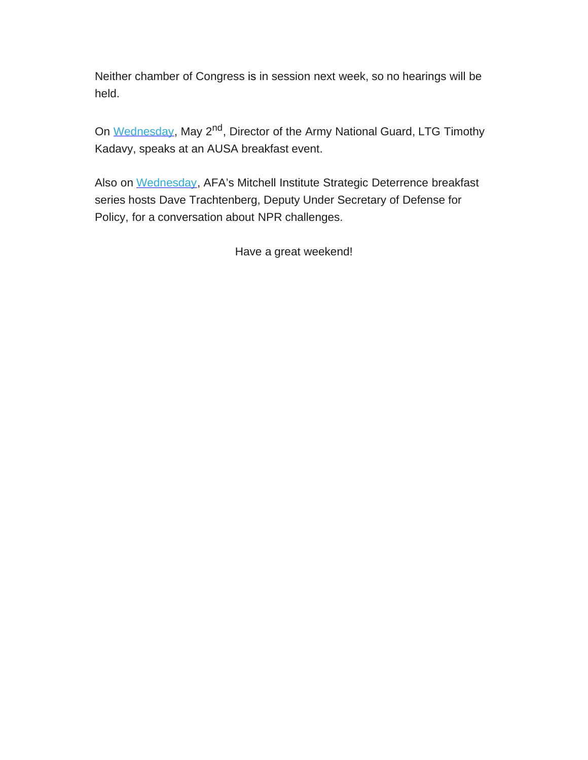Neither chamber of Congress is in session next week, so no hearings will be held.

On Wednesday, May 2nd, Director of the Army National Guard, LTG Timothy Kadavy, speaks at an AUSA breakfast event.

Also on Wednesday, AFA's Mitchell Institute Strategic Deterrence breakfast series hosts Dave Trachtenberg, Deputy Under Secretary of Defense for Policy, for a conversation about NPR challenges.

Have a great weekend!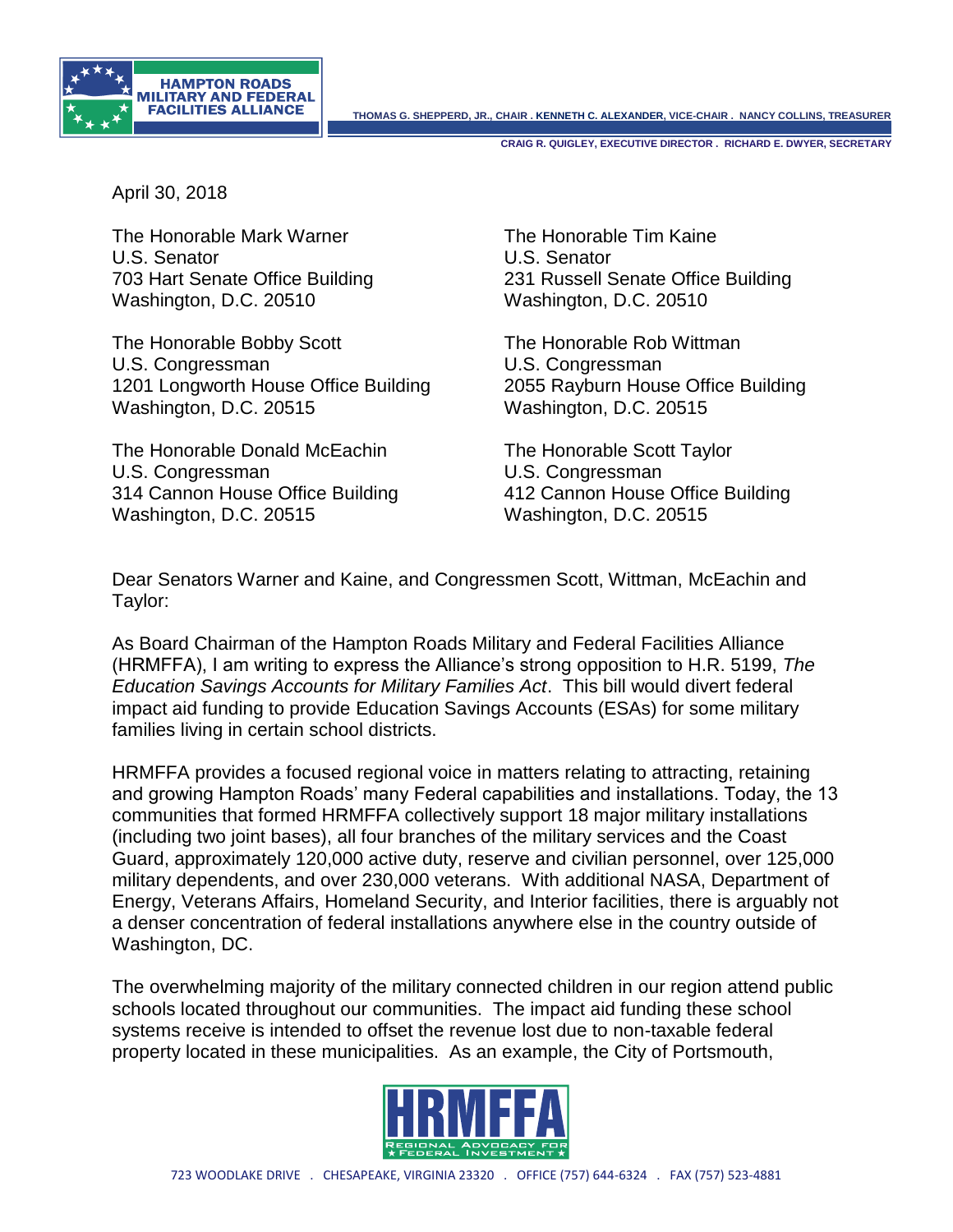April 30, 2018

The Honorable Mark Warner
U.S. Senator
703 Hart Senate Office Building
Washington, D.C. 20510

The Honorable Tim Kaine
U.S. Senator
231 Russell Senate Office Building
Washington, D.C. 20510

The Honorable Bobby Scott
U.S. Congressman
1201 Longworth House Office Building
Washington, D.C. 20515

The Honorable Rob Wittman
U.S. Congressman
2055 Rayburn House Office Building
Washington, D.C. 20515

The Honorable Donald McEachin
U.S. Congressman
314 Cannon House Office Building
Washington, D.C. 20515

The Honorable Scott Taylor
U.S. Congressman
412 Cannon House Office Building
Washington, D.C. 20515

Dear Senators Warner and Kaine, and Congressmen Scott, Wittman, McEachin and Taylor:

As Board Chairman of the Hampton Roads Military and Federal Facilities Alliance (HRMFFA), I am writing to express the Alliance's strong opposition to H.R. 5199, *The Education Savings Accounts for Military Families Act*. This bill would divert federal impact aid funding to provide Education Savings Accounts (ESAs) for some military families living in certain school districts.

HRMFFA provides a focused regional voice in matters relating to attracting, retaining and growing Hampton Roads' many Federal capabilities and installations. Today, the 13 communities that formed HRMFFA collectively support 18 major military installations (including two joint bases), all four branches of the military services and the Coast Guard, approximately 120,000 active duty, reserve and civilian personnel, over 125,000 military dependents, and over 230,000 veterans. With additional NASA, Department of Energy, Veterans Affairs, Homeland Security, and Interior facilities, there is arguably not a denser concentration of federal installations anywhere else in the country outside of Washington, DC.

The overwhelming majority of the military connected children in our region attend public schools located throughout our communities. The impact aid funding these school systems receive is intended to offset the revenue lost due to non-taxable federal property located in these municipalities. As an example, the City of Portsmouth,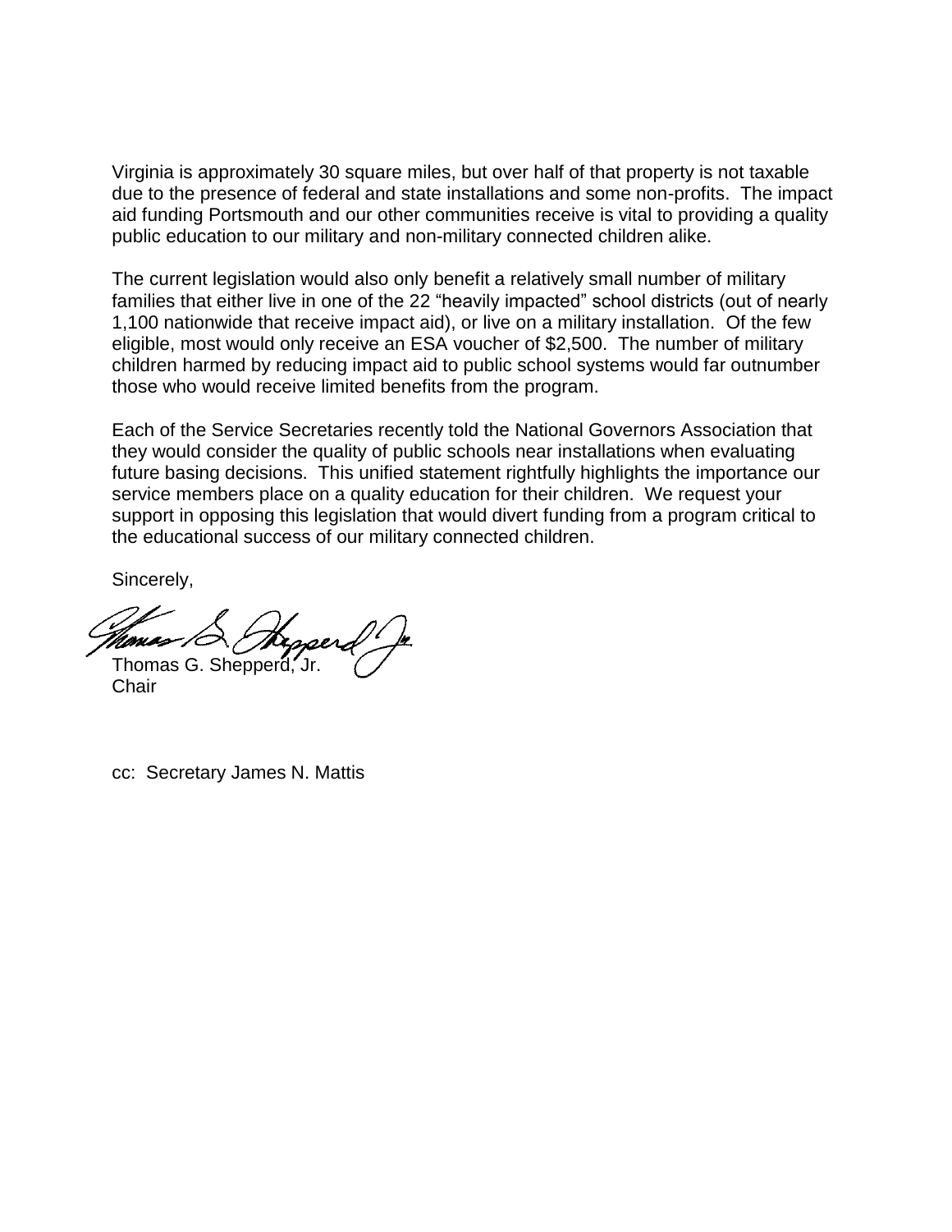Virginia is approximately 30 square miles, but over half of that property is not taxable due to the presence of federal and state installations and some non-profits. The impact aid funding Portsmouth and our other communities receive is vital to providing a quality public education to our military and non-military connected children alike.

The current legislation would also only benefit a relatively small number of military families that either live in one of the 22 "heavily impacted" school districts (out of nearly 1,100 nationwide that receive impact aid), or live on a military installation. Of the few eligible, most would only receive an ESA voucher of $2,500. The number of military children harmed by reducing impact aid to public school systems would far outnumber those who would receive limited benefits from the program.

Each of the Service Secretaries recently told the National Governors Association that they would consider the quality of public schools near installations when evaluating future basing decisions. This unified statement rightfully highlights the importance our service members place on a quality education for their children. We request your support in opposing this legislation that would divert funding from a program critical to the educational success of our military connected children.

Sincerely,

Thomas G. Shepperd, Jr.
Chair

cc: Secretary James N. Mattis